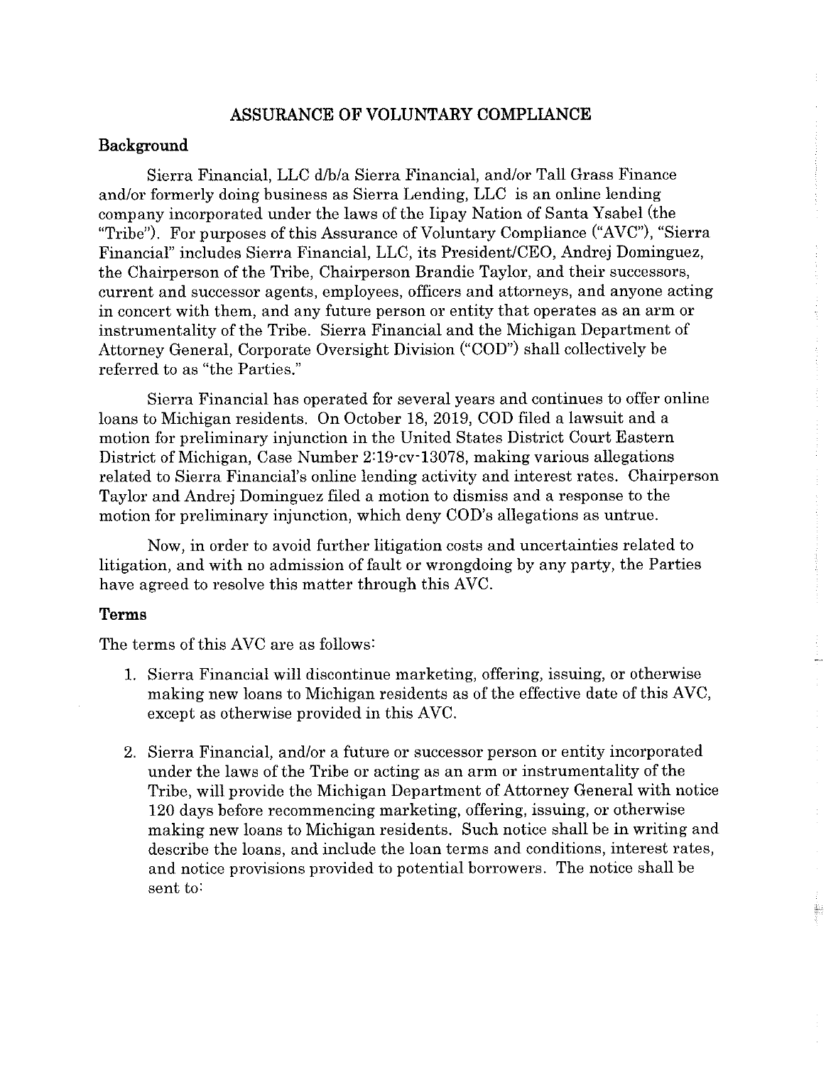# ASSURANCE OF VOLUNTARY COMPLIANCE

## Background

Sierra Financial, LLC d/b/a Sierra Financial, and/or Tall Grass Finance and/or formerly doing business as Sierra Lending, LLC is an online lending company incorporated under the laws of the Iipay Nation of Santa Ysabel (the "Tribe"). For purposes of this Assurance of Voluntary Compliance ("AVC"), "Sierra Financial" includes Sierra Financial, LLC, its President/CEO, Andrej Dominguez, the Chairperson of the Tribe, Chairperson Brandie Taylor, and their successors, current and successor agents, employees, officers and attorneys, and anyone acting in concert with them, and any future person or entity that operates as an arm or instrumentality of the Tribe. Sierra Financial and the Michigan Department of Attorney General, Corporate Oversight Division ("COD") shall collectively be referred to as "the Parties."

Sierra Financial has operated for several years and continues to offer online loans to Michigan residents. On October 18, 2019, COD filed a lawsuit and a motion for preliminary injunction in the United States District Court Eastern District of Michigan, Case Number 2:19-cv-13078, making various allegations related to Sierra Financial's online lending activity and interest rates. Chairperson Taylor and Andrej Dominguez filed a motion to dismiss and a response to the motion for preliminary injunction, which deny COD's allegations as untrue.

Now, in order to avoid further litigation costs and uncertainties related to litigation, and with no admission of fault or wrongdoing by any party, the Parties have agreed to resolve this matter through this AVC.

## Terms

The terms of this AVC are as follows:

1. Sierra Financial will discontinue marketing, offering, issuing, or otherwise making new loans to Michigan residents as of the effective date of this AVC, except as otherwise provided in this AVC.

2. Sierra Financial, and/or a future or successor person or entity incorporated under the laws of the Tribe or acting as an arm or instrumentality of the Tribe, will provide the Michigan Department of Attorney General with notice 120 days before recommencing marketing, offering, issuing, or otherwise making new loans to Michigan residents. Such notice shall be in writing and describe the loans, and include the loan terms and conditions, interest rates, and notice provisions provided to potential borrowers. The notice shall be sent to: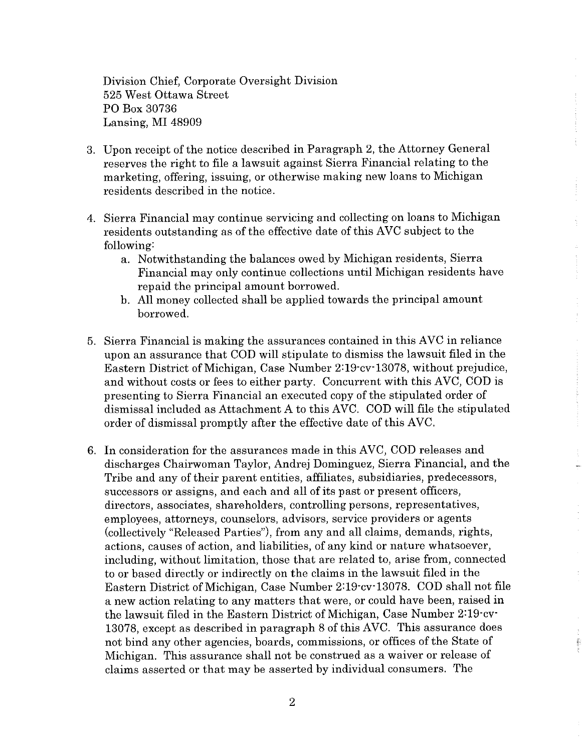Division Chief, Corporate Oversight Division
525 West Ottawa Street
PO Box 30736
Lansing, MI 48909

3. Upon receipt of the notice described in Paragraph 2, the Attorney General reserves the right to file a lawsuit against Sierra Financial relating to the marketing, offering, issuing, or otherwise making new loans to Michigan residents described in the notice.

4. Sierra Financial may continue servicing and collecting on loans to Michigan residents outstanding as of the effective date of this AVC subject to the following:
   a. Notwithstanding the balances owed by Michigan residents, Sierra Financial may only continue collections until Michigan residents have repaid the principal amount borrowed.
   b. All money collected shall be applied towards the principal amount borrowed.

5. Sierra Financial is making the assurances contained in this AVC in reliance upon an assurance that COD will stipulate to dismiss the lawsuit filed in the Eastern District of Michigan, Case Number 2:19-cv-13078, without prejudice, and without costs or fees to either party. Concurrent with this AVC, COD is presenting to Sierra Financial an executed copy of the stipulated order of dismissal included as Attachment A to this AVC. COD will file the stipulated order of dismissal promptly after the effective date of this AVC.

6. In consideration for the assurances made in this AVC, COD releases and discharges Chairwoman Taylor, Andrej Dominguez, Sierra Financial, and the Tribe and any of their parent entities, affiliates, subsidiaries, predecessors, successors or assigns, and each and all of its past or present officers, directors, associates, shareholders, controlling persons, representatives, employees, attorneys, counselors, advisors, service providers or agents (collectively "Released Parties"), from any and all claims, demands, rights, actions, causes of action, and liabilities, of any kind or nature whatsoever, including, without limitation, those that are related to, arise from, connected to or based directly or indirectly on the claims in the lawsuit filed in the Eastern District of Michigan, Case Number 2:19-cv-13078. COD shall not file a new action relating to any matters that were, or could have been, raised in the lawsuit filed in the Eastern District of Michigan, Case Number 2:19-cv-13078, except as described in paragraph 8 of this AVC. This assurance does not bind any other agencies, boards, commissions, or offices of the State of Michigan. This assurance shall not be construed as a waiver or release of claims asserted or that may be asserted by individual consumers. The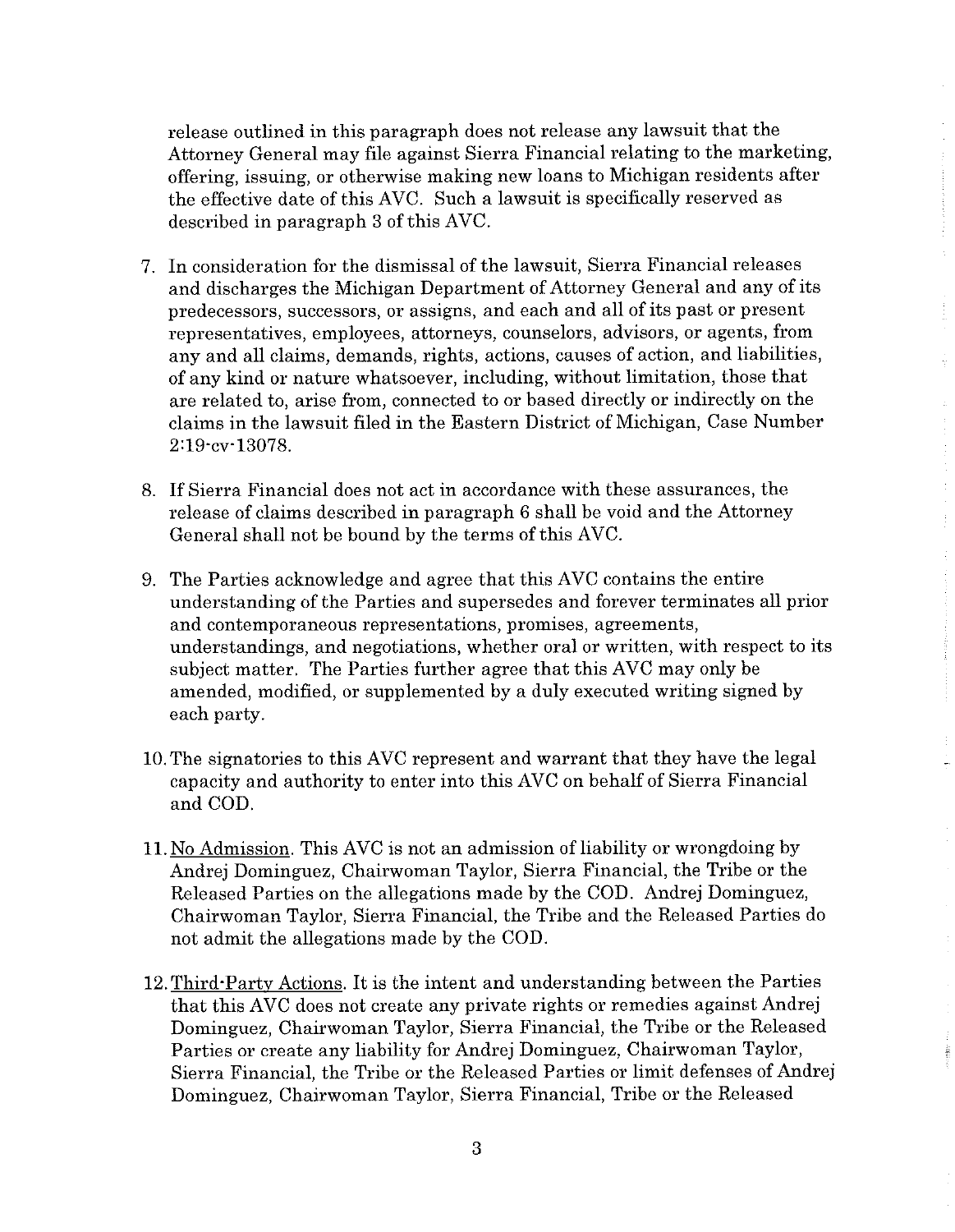release outlined in this paragraph does not release any lawsuit that the Attorney General may file against Sierra Financial relating to the marketing, offering, issuing, or otherwise making new loans to Michigan residents after the effective date of this AVC. Such a lawsuit is specifically reserved as described in paragraph 3 of this AVC.

7. In consideration for the dismissal of the lawsuit, Sierra Financial releases and discharges the Michigan Department of Attorney General and any of its predecessors, successors, or assigns, and each and all of its past or present representatives, employees, attorneys, counselors, advisors, or agents, from any and all claims, demands, rights, actions, causes of action, and liabilities, of any kind or nature whatsoever, including, without limitation, those that are related to, arise from, connected to or based directly or indirectly on the claims in the lawsuit filed in the Eastern District of Michigan, Case Number 2:19-cv-13078.

8. If Sierra Financial does not act in accordance with these assurances, the release of claims described in paragraph 6 shall be void and the Attorney General shall not be bound by the terms of this AVC.

9. The Parties acknowledge and agree that this AVC contains the entire understanding of the Parties and supersedes and forever terminates all prior and contemporaneous representations, promises, agreements, understandings, and negotiations, whether oral or written, with respect to its subject matter. The Parties further agree that this AVC may only be amended, modified, or supplemented by a duly executed writing signed by each party.

10. The signatories to this AVC represent and warrant that they have the legal capacity and authority to enter into this AVC on behalf of Sierra Financial and COD.

11. <u>No Admission</u>. This AVC is not an admission of liability or wrongdoing by Andrej Dominguez, Chairwoman Taylor, Sierra Financial, the Tribe or the Released Parties on the allegations made by the COD. Andrej Dominguez, Chairwoman Taylor, Sierra Financial, the Tribe and the Released Parties do not admit the allegations made by the COD.

12. <u>Third-Party Actions</u>. It is the intent and understanding between the Parties that this AVC does not create any private rights or remedies against Andrej Dominguez, Chairwoman Taylor, Sierra Financial, the Tribe or the Released Parties or create any liability for Andrej Dominguez, Chairwoman Taylor, Sierra Financial, the Tribe or the Released Parties or limit defenses of Andrej Dominguez, Chairwoman Taylor, Sierra Financial, Tribe or the Released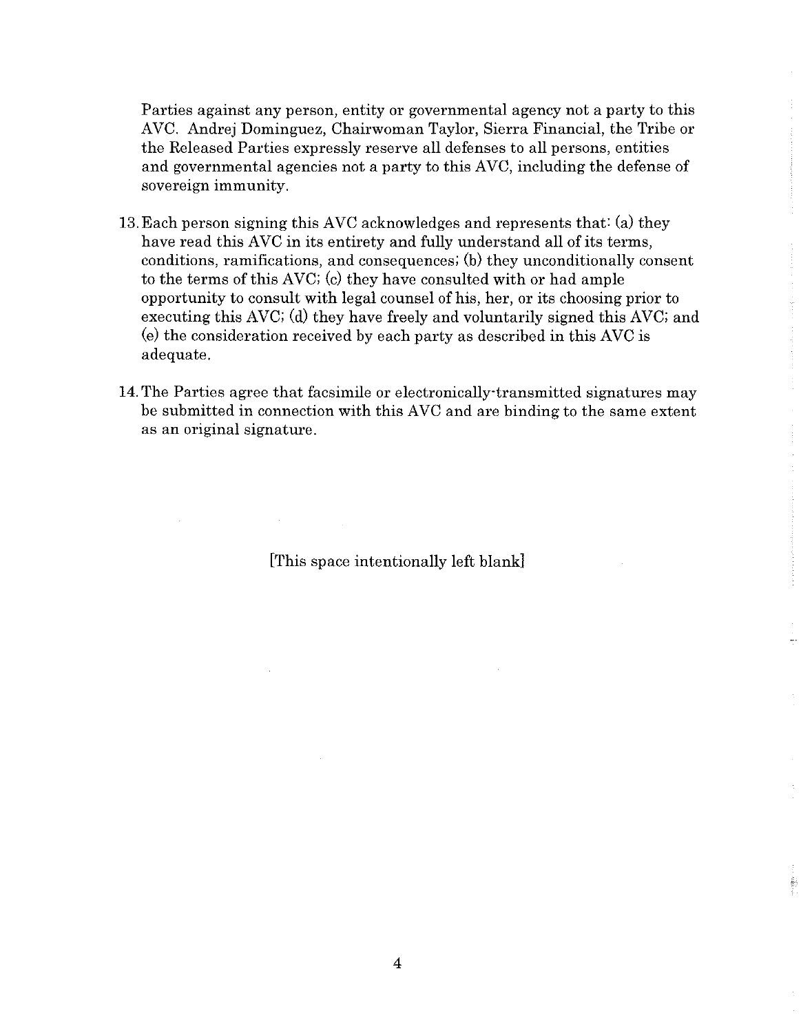Parties against any person, entity or governmental agency not a party to this AVC. Andrej Dominguez, Chairwoman Taylor, Sierra Financial, the Tribe or the Released Parties expressly reserve all defenses to all persons, entities and governmental agencies not a party to this AVC, including the defense of sovereign immunity.

13. Each person signing this AVC acknowledges and represents that: (a) they have read this AVC in its entirety and fully understand all of its terms, conditions, ramifications, and consequences; (b) they unconditionally consent to the terms of this AVC; (c) they have consulted with or had ample opportunity to consult with legal counsel of his, her, or its choosing prior to executing this AVC; (d) they have freely and voluntarily signed this AVC; and (e) the consideration received by each party as described in this AVC is adequate.

14. The Parties agree that facsimile or electronically-transmitted signatures may be submitted in connection with this AVC and are binding to the same extent as an original signature.

[This space intentionally left blank]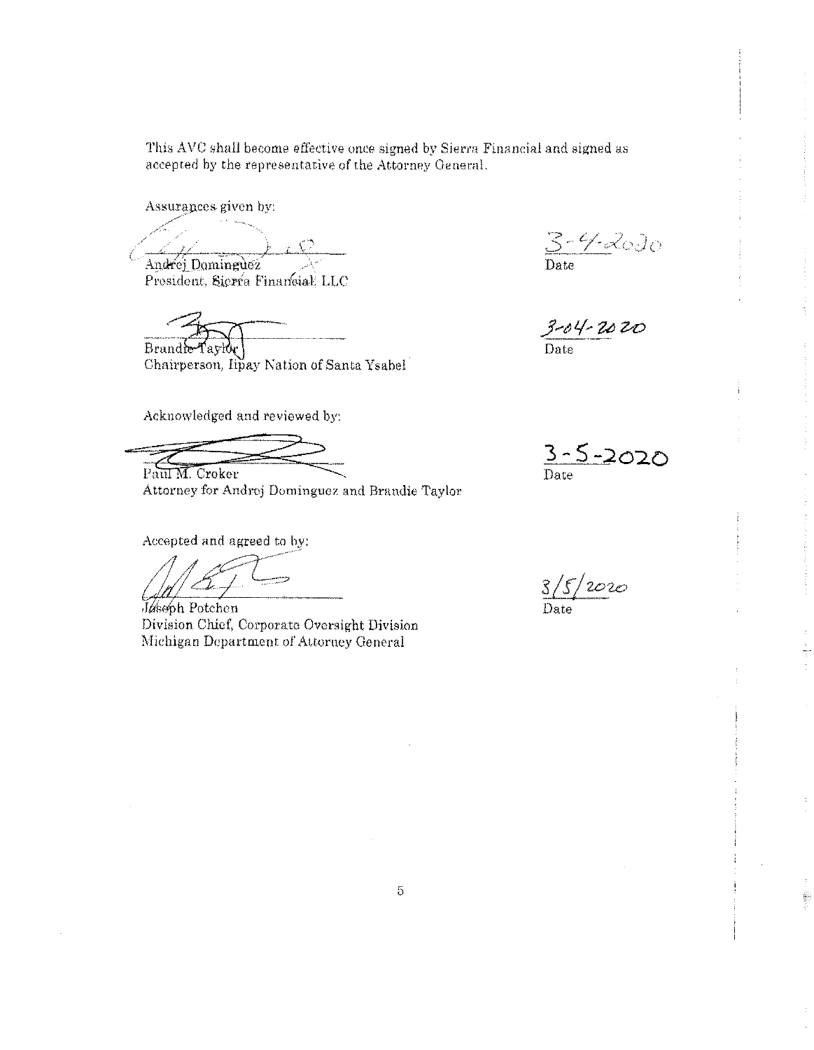This AVC shall become effective once signed by Sierra Financial and signed as accepted by the representative of the Attorney General.

Assurances given by:

Andrej Dominguez
President, Sierra Financial, LLC

3-4-2020
Date

Brandie Taylor
Chairperson, Iipay Nation of Santa Ysabel

3-04-2020
Date

Acknowledged and reviewed by:

Paul M. Croker
Attorney for Andrej Dominguez and Brandie Taylor

3-5-2020
Date

Accepted and agreed to by:

Joseph Potchen
Division Chief, Corporate Oversight Division
Michigan Department of Attorney General

3/5/2020
Date